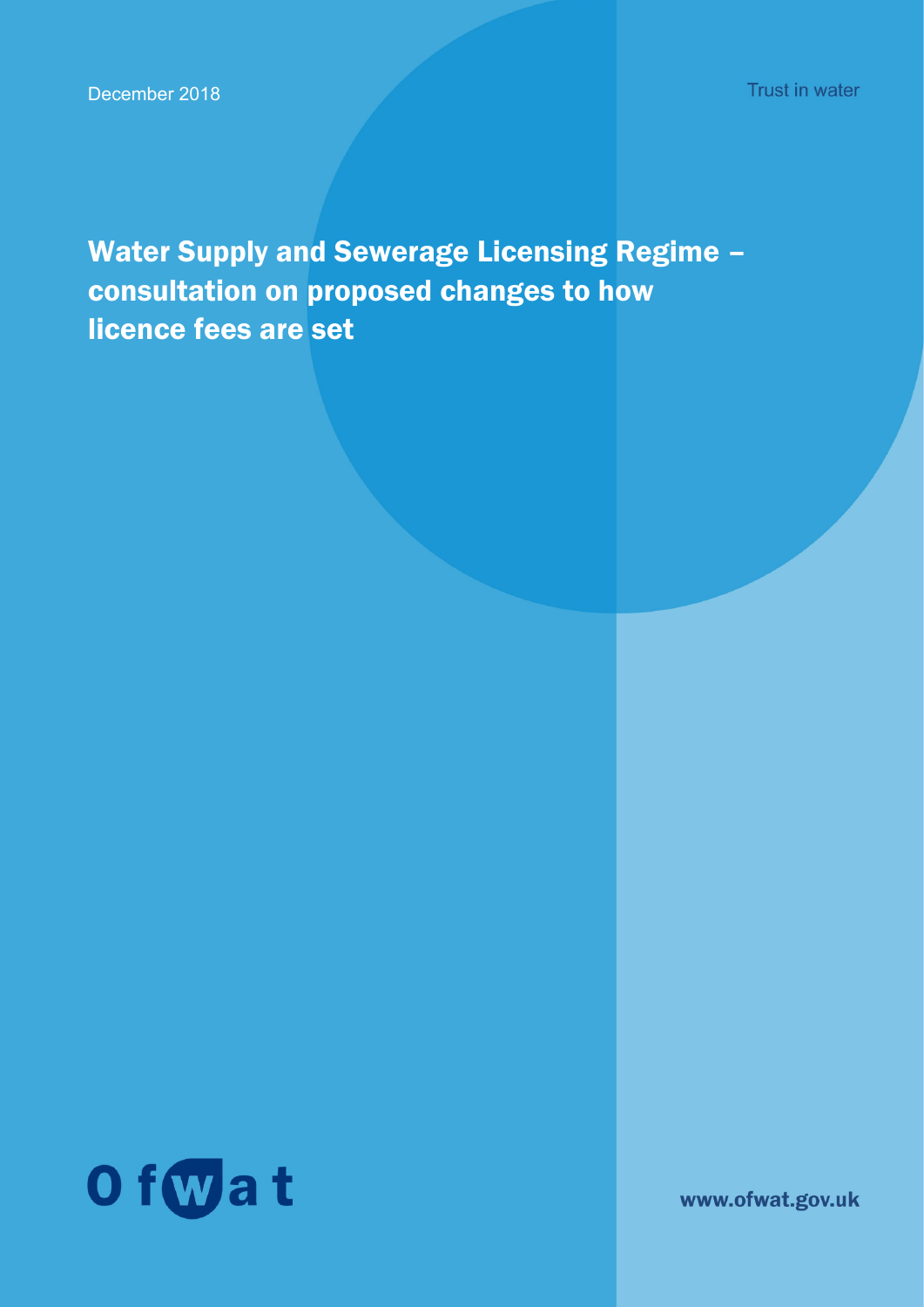December 2018

Trust in water

# Water Supply and Sewerage Licensing Regime – consultation on proposed changes to how licence fees are set

Ofwat

www.ofwat.gov.uk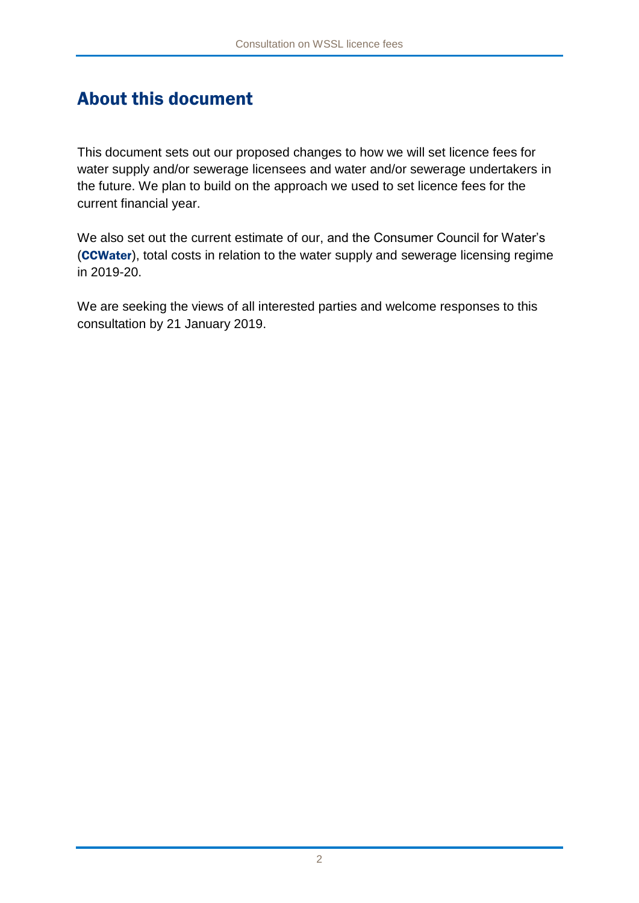# About this document

This document sets out our proposed changes to how we will set licence fees for water supply and/or sewerage licensees and water and/or sewerage undertakers in the future. We plan to build on the approach we used to set licence fees for the current financial year.

We also set out the current estimate of our, and the Consumer Council for Water's (**CCWater**), total costs in relation to the water supply and sewerage licensing regime in 2019-20.

We are seeking the views of all interested parties and welcome responses to this consultation by 21 January 2019.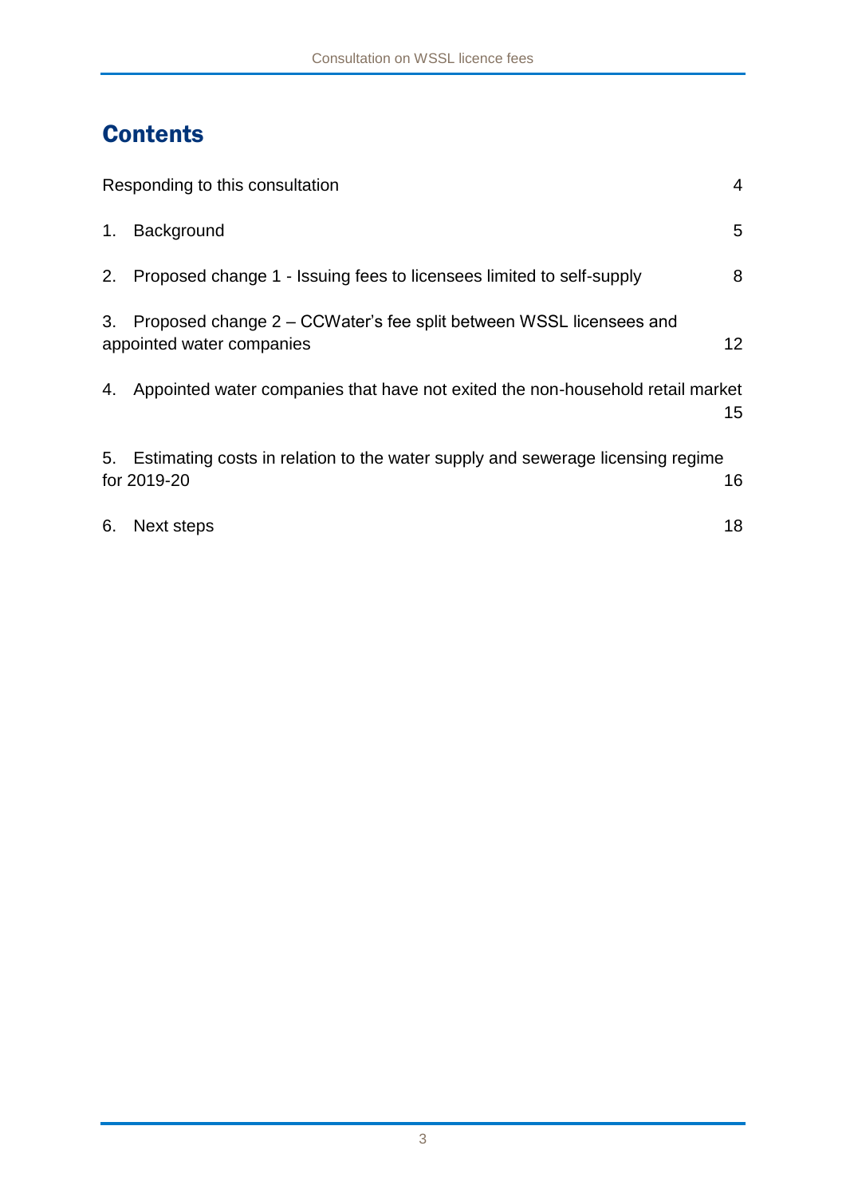## Contents

| | |
|---|---|
| Responding to this consultation | 4 |
| 1. Background | 5 |
| 2. Proposed change 1 - Issuing fees to licensees limited to self-supply | 8 |
| 3. Proposed change 2 – CCWater's fee split between WSSL licensees and appointed water companies | 12 |
| 4. Appointed water companies that have not exited the non-household retail market | 15 |
| 5. Estimating costs in relation to the water supply and sewerage licensing regime for 2019-20 | 16 |
| 6. Next steps | 18 |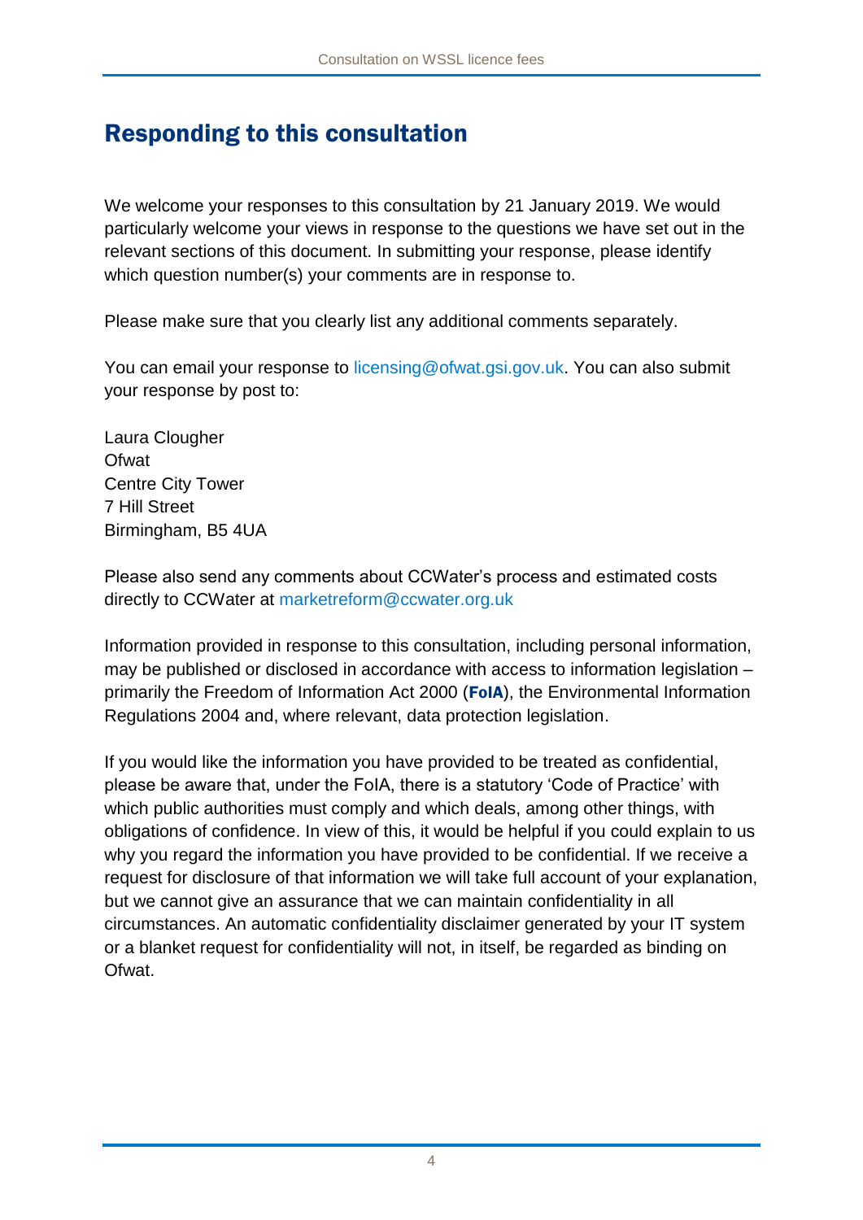## Responding to this consultation

We welcome your responses to this consultation by 21 January 2019. We would particularly welcome your views in response to the questions we have set out in the relevant sections of this document. In submitting your response, please identify which question number(s) your comments are in response to.

Please make sure that you clearly list any additional comments separately.

You can email your response to licensing@ofwat.gsi.gov.uk. You can also submit your response by post to:

Laura Clougher
Ofwat
Centre City Tower
7 Hill Street
Birmingham, B5 4UA

Please also send any comments about CCWater's process and estimated costs directly to CCWater at marketreform@ccwater.org.uk

Information provided in response to this consultation, including personal information, may be published or disclosed in accordance with access to information legislation – primarily the Freedom of Information Act 2000 (**FoIA**), the Environmental Information Regulations 2004 and, where relevant, data protection legislation.

If you would like the information you have provided to be treated as confidential, please be aware that, under the FoIA, there is a statutory 'Code of Practice' with which public authorities must comply and which deals, among other things, with obligations of confidence. In view of this, it would be helpful if you could explain to us why you regard the information you have provided to be confidential. If we receive a request for disclosure of that information we will take full account of your explanation, but we cannot give an assurance that we can maintain confidentiality in all circumstances. An automatic confidentiality disclaimer generated by your IT system or a blanket request for confidentiality will not, in itself, be regarded as binding on Ofwat.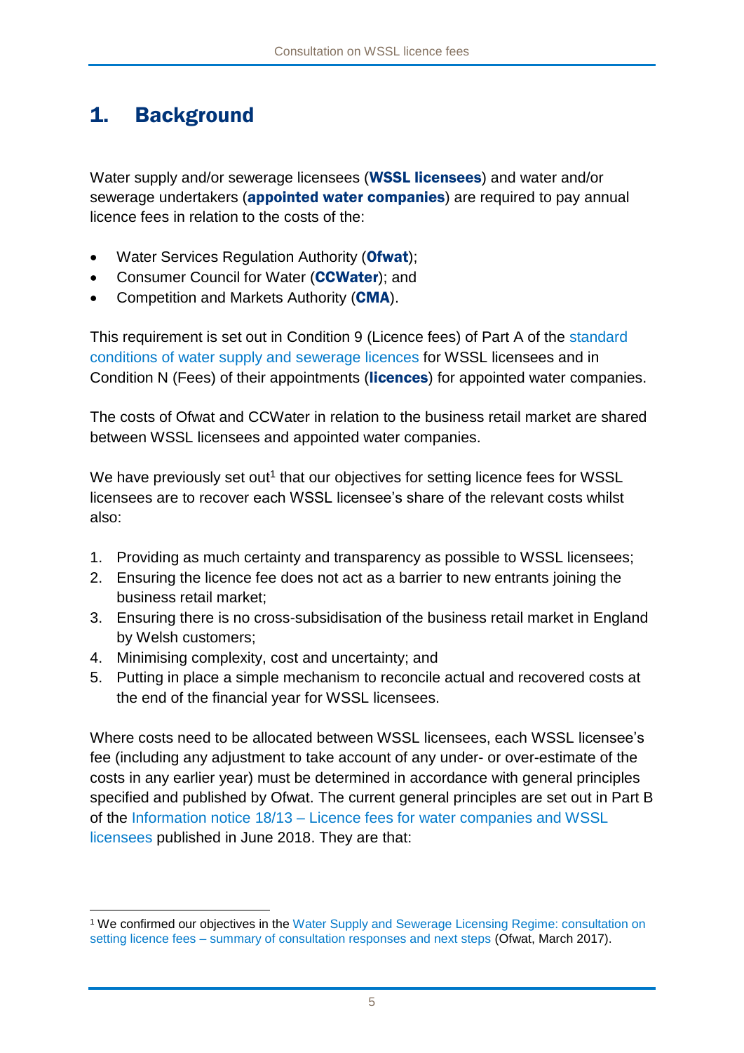# 1. Background

Water supply and/or sewerage licensees (**WSSL licensees**) and water and/or sewerage undertakers (**appointed water companies**) are required to pay annual licence fees in relation to the costs of the:

- Water Services Regulation Authority (**Ofwat**);
- Consumer Council for Water (**CCWater**); and
- Competition and Markets Authority (**CMA**).

This requirement is set out in Condition 9 (Licence fees) of Part A of the standard conditions of water supply and sewerage licences for WSSL licensees and in Condition N (Fees) of their appointments (**licences**) for appointed water companies.

The costs of Ofwat and CCWater in relation to the business retail market are shared between WSSL licensees and appointed water companies.

We have previously set out[1] that our objectives for setting licence fees for WSSL licensees are to recover each WSSL licensee's share of the relevant costs whilst also:

1. Providing as much certainty and transparency as possible to WSSL licensees;
2. Ensuring the licence fee does not act as a barrier to new entrants joining the business retail market;
3. Ensuring there is no cross-subsidisation of the business retail market in England by Welsh customers;
4. Minimising complexity, cost and uncertainty; and
5. Putting in place a simple mechanism to reconcile actual and recovered costs at the end of the financial year for WSSL licensees.

Where costs need to be allocated between WSSL licensees, each WSSL licensee's fee (including any adjustment to take account of any under- or over-estimate of the costs in any earlier year) must be determined in accordance with general principles specified and published by Ofwat. The current general principles are set out in Part B of the Information notice 18/13 – Licence fees for water companies and WSSL licensees published in June 2018. They are that:

---

[1] We confirmed our objectives in the Water Supply and Sewerage Licensing Regime: consultation on setting licence fees – summary of consultation responses and next steps (Ofwat, March 2017).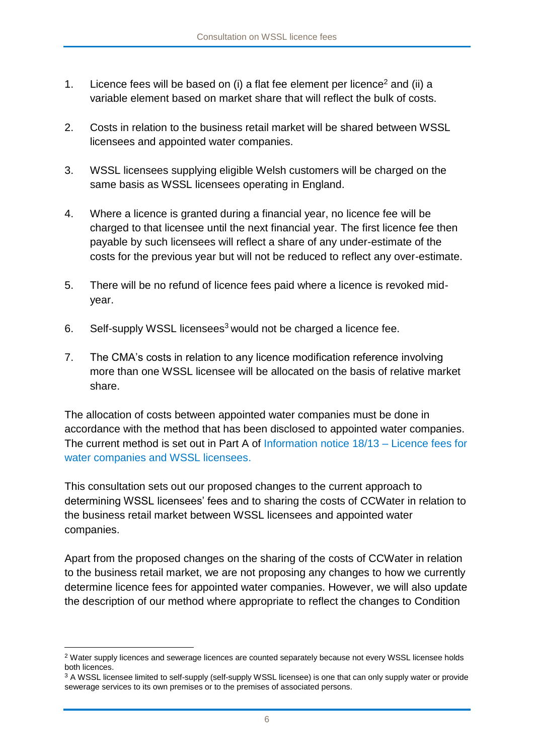1. Licence fees will be based on (i) a flat fee element per licence[2] and (ii) a variable element based on market share that will reflect the bulk of costs.

2. Costs in relation to the business retail market will be shared between WSSL licensees and appointed water companies.

3. WSSL licensees supplying eligible Welsh customers will be charged on the same basis as WSSL licensees operating in England.

4. Where a licence is granted during a financial year, no licence fee will be charged to that licensee until the next financial year. The first licence fee then payable by such licensees will reflect a share of any under-estimate of the costs for the previous year but will not be reduced to reflect any over-estimate.

5. There will be no refund of licence fees paid where a licence is revoked mid-year.

6. Self-supply WSSL licensees[3] would not be charged a licence fee.

7. The CMA's costs in relation to any licence modification reference involving more than one WSSL licensee will be allocated on the basis of relative market share.

The allocation of costs between appointed water companies must be done in accordance with the method that has been disclosed to appointed water companies. The current method is set out in Part A of Information notice 18/13 – Licence fees for water companies and WSSL licensees.

This consultation sets out our proposed changes to the current approach to determining WSSL licensees' fees and to sharing the costs of CCWater in relation to the business retail market between WSSL licensees and appointed water companies.

Apart from the proposed changes on the sharing of the costs of CCWater in relation to the business retail market, we are not proposing any changes to how we currently determine licence fees for appointed water companies. However, we will also update the description of our method where appropriate to reflect the changes to Condition

[2] Water supply licences and sewerage licences are counted separately because not every WSSL licensee holds both licences.

[3] A WSSL licensee limited to self-supply (self-supply WSSL licensee) is one that can only supply water or provide sewerage services to its own premises or to the premises of associated persons.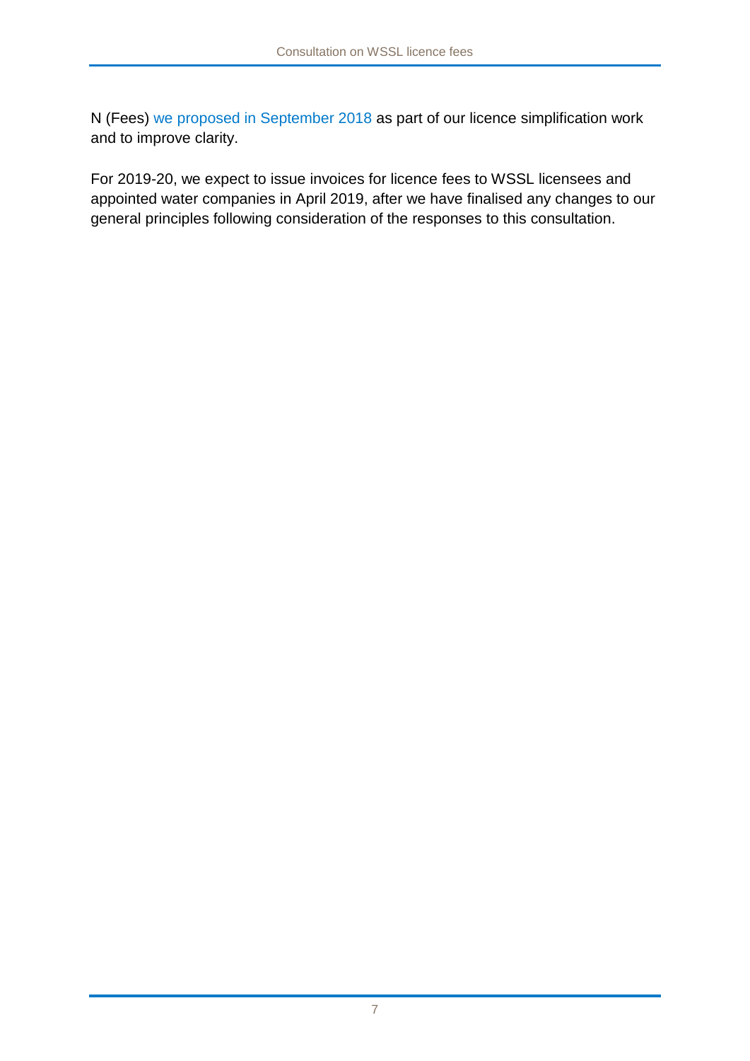N (Fees) we proposed in September 2018 as part of our licence simplification work and to improve clarity.

For 2019-20, we expect to issue invoices for licence fees to WSSL licensees and appointed water companies in April 2019, after we have finalised any changes to our general principles following consideration of the responses to this consultation.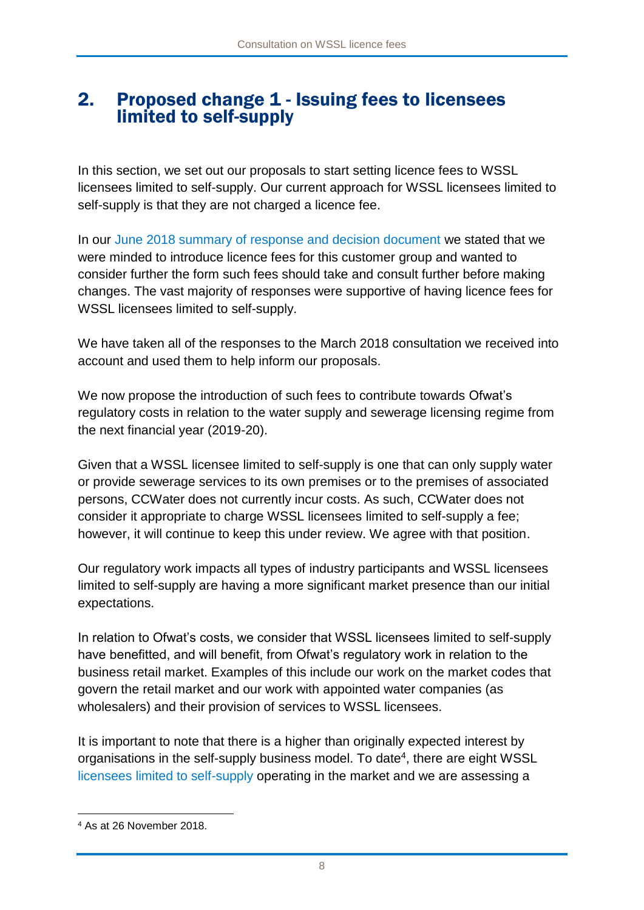# 2. Proposed change 1 - Issuing fees to licensees limited to self-supply

In this section, we set out our proposals to start setting licence fees to WSSL licensees limited to self-supply. Our current approach for WSSL licensees limited to self-supply is that they are not charged a licence fee.

In our June 2018 summary of response and decision document we stated that we were minded to introduce licence fees for this customer group and wanted to consider further the form such fees should take and consult further before making changes. The vast majority of responses were supportive of having licence fees for WSSL licensees limited to self-supply.

We have taken all of the responses to the March 2018 consultation we received into account and used them to help inform our proposals.

We now propose the introduction of such fees to contribute towards Ofwat's regulatory costs in relation to the water supply and sewerage licensing regime from the next financial year (2019-20).

Given that a WSSL licensee limited to self-supply is one that can only supply water or provide sewerage services to its own premises or to the premises of associated persons, CCWater does not currently incur costs. As such, CCWater does not consider it appropriate to charge WSSL licensees limited to self-supply a fee; however, it will continue to keep this under review. We agree with that position.

Our regulatory work impacts all types of industry participants and WSSL licensees limited to self-supply are having a more significant market presence than our initial expectations.

In relation to Ofwat's costs, we consider that WSSL licensees limited to self-supply have benefitted, and will benefit, from Ofwat's regulatory work in relation to the business retail market. Examples of this include our work on the market codes that govern the retail market and our work with appointed water companies (as wholesalers) and their provision of services to WSSL licensees.

It is important to note that there is a higher than originally expected interest by organisations in the self-supply business model. To date[4], there are eight WSSL licensees limited to self-supply operating in the market and we are assessing a

[4] As at 26 November 2018.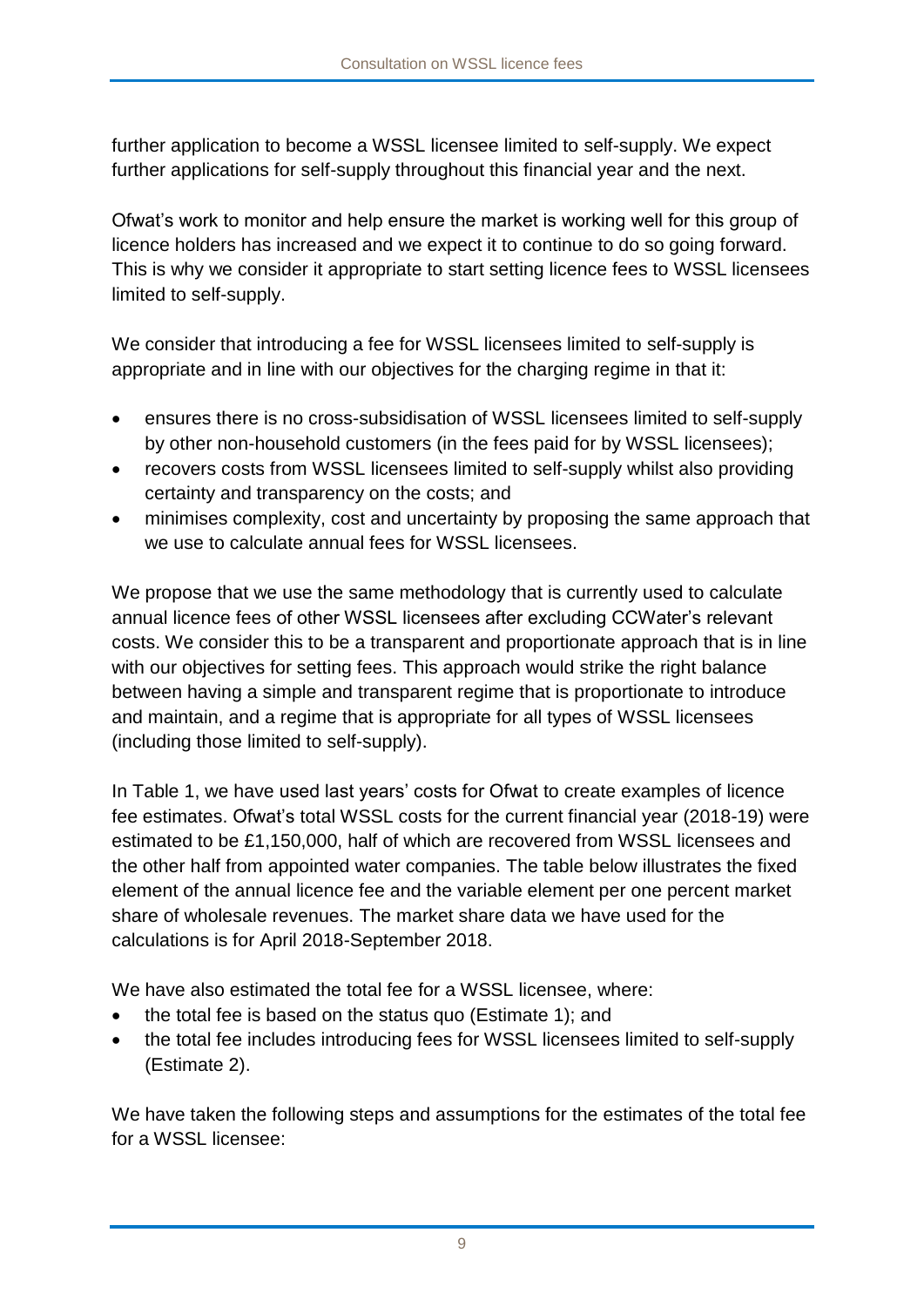further application to become a WSSL licensee limited to self-supply. We expect further applications for self-supply throughout this financial year and the next.

Ofwat's work to monitor and help ensure the market is working well for this group of licence holders has increased and we expect it to continue to do so going forward. This is why we consider it appropriate to start setting licence fees to WSSL licensees limited to self-supply.

We consider that introducing a fee for WSSL licensees limited to self-supply is appropriate and in line with our objectives for the charging regime in that it:

- ensures there is no cross-subsidisation of WSSL licensees limited to self-supply by other non-household customers (in the fees paid for by WSSL licensees);
- recovers costs from WSSL licensees limited to self-supply whilst also providing certainty and transparency on the costs; and
- minimises complexity, cost and uncertainty by proposing the same approach that we use to calculate annual fees for WSSL licensees.

We propose that we use the same methodology that is currently used to calculate annual licence fees of other WSSL licensees after excluding CCWater's relevant costs. We consider this to be a transparent and proportionate approach that is in line with our objectives for setting fees. This approach would strike the right balance between having a simple and transparent regime that is proportionate to introduce and maintain, and a regime that is appropriate for all types of WSSL licensees (including those limited to self-supply).

In Table 1, we have used last years' costs for Ofwat to create examples of licence fee estimates. Ofwat's total WSSL costs for the current financial year (2018-19) were estimated to be £1,150,000, half of which are recovered from WSSL licensees and the other half from appointed water companies. The table below illustrates the fixed element of the annual licence fee and the variable element per one percent market share of wholesale revenues. The market share data we have used for the calculations is for April 2018-September 2018.

We have also estimated the total fee for a WSSL licensee, where:

- the total fee is based on the status quo (Estimate 1); and
- the total fee includes introducing fees for WSSL licensees limited to self-supply (Estimate 2).

We have taken the following steps and assumptions for the estimates of the total fee for a WSSL licensee: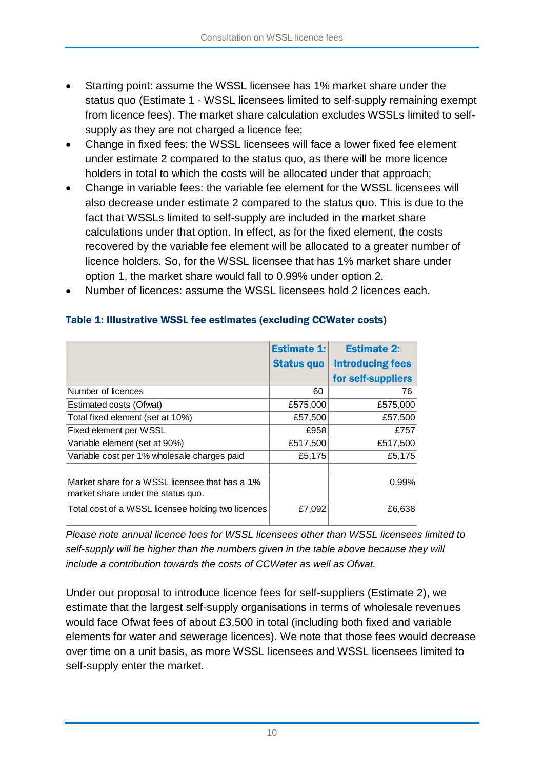- Starting point: assume the WSSL licensee has 1% market share under the status quo (Estimate 1 - WSSL licensees limited to self-supply remaining exempt from licence fees). The market share calculation excludes WSSLs limited to self-supply as they are not charged a licence fee;
- Change in fixed fees: the WSSL licensees will face a lower fixed fee element under estimate 2 compared to the status quo, as there will be more licence holders in total to which the costs will be allocated under that approach;
- Change in variable fees: the variable fee element for the WSSL licensees will also decrease under estimate 2 compared to the status quo. This is due to the fact that WSSLs limited to self-supply are included in the market share calculations under that option. In effect, as for the fixed element, the costs recovered by the variable fee element will be allocated to a greater number of licence holders. So, for the WSSL licensee that has 1% market share under option 1, the market share would fall to 0.99% under option 2.
- Number of licences: assume the WSSL licensees hold 2 licences each.

### Table 1: Illustrative WSSL fee estimates (excluding CCWater costs)

| | Estimate 1: Status quo | Estimate 2: Introducing fees for self-suppliers |
|---|---|---|
| Number of licences | 60 | 76 |
| Estimated costs (Ofwat) | £575,000 | £575,000 |
| Total fixed element (set at 10%) | £57,500 | £57,500 |
| Fixed element per WSSL | £958 | £757 |
| Variable element (set at 90%) | £517,500 | £517,500 |
| Variable cost per 1% wholesale charges paid | £5,175 | £5,175 |
| | | |
| Market share for a WSSL licensee that has a **1%** market share under the status quo. | | 0.99% |
| Total cost of a WSSL licensee holding two licences | £7,092 | £6,638 |

*Please note annual licence fees for WSSL licensees other than WSSL licensees limited to self-supply will be higher than the numbers given in the table above because they will include a contribution towards the costs of CCWater as well as Ofwat.*

Under our proposal to introduce licence fees for self-suppliers (Estimate 2), we estimate that the largest self-supply organisations in terms of wholesale revenues would face Ofwat fees of about £3,500 in total (including both fixed and variable elements for water and sewerage licences). We note that those fees would decrease over time on a unit basis, as more WSSL licensees and WSSL licensees limited to self-supply enter the market.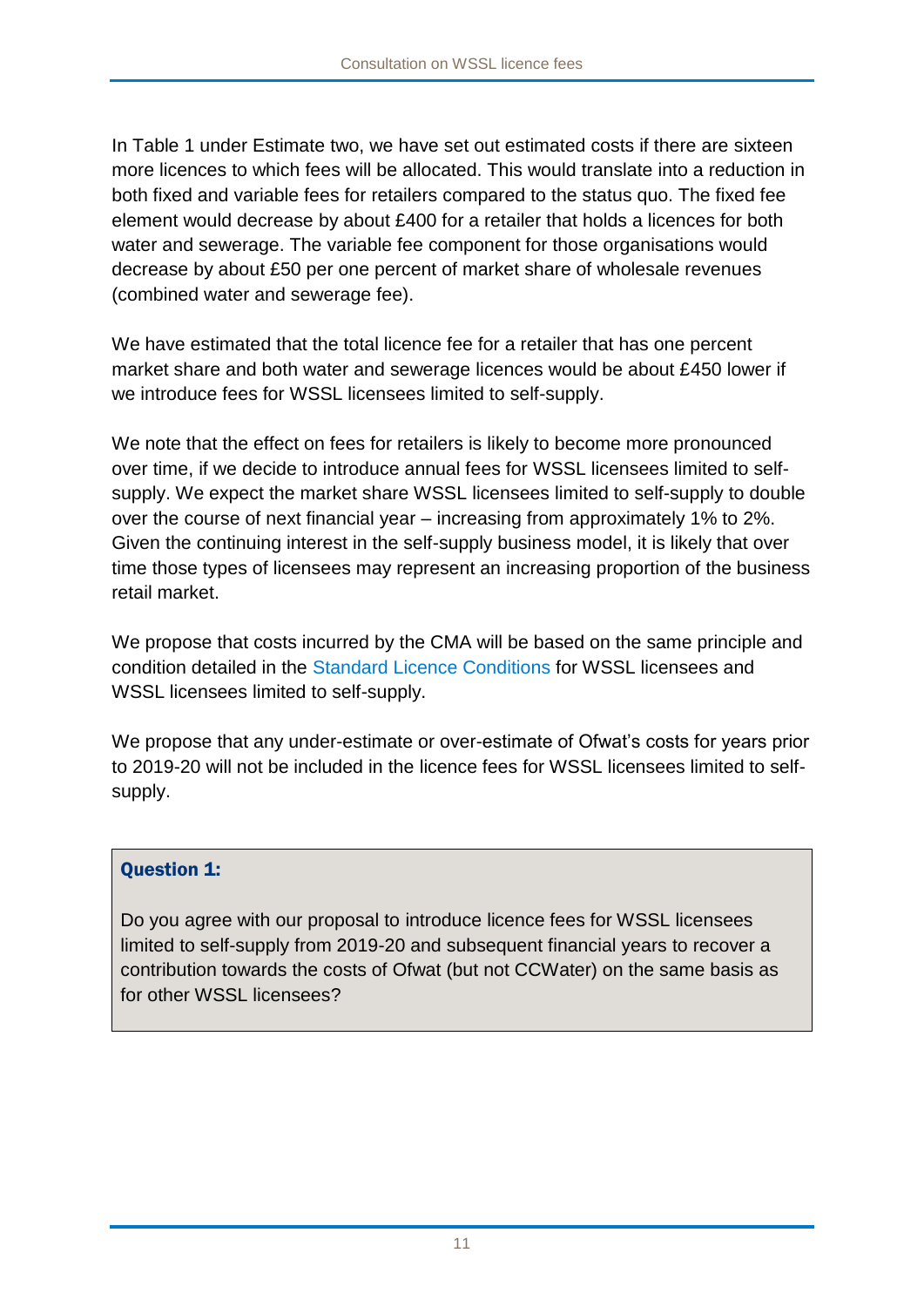In Table 1 under Estimate two, we have set out estimated costs if there are sixteen more licences to which fees will be allocated. This would translate into a reduction in both fixed and variable fees for retailers compared to the status quo. The fixed fee element would decrease by about £400 for a retailer that holds a licences for both water and sewerage. The variable fee component for those organisations would decrease by about £50 per one percent of market share of wholesale revenues (combined water and sewerage fee).

We have estimated that the total licence fee for a retailer that has one percent market share and both water and sewerage licences would be about £450 lower if we introduce fees for WSSL licensees limited to self-supply.

We note that the effect on fees for retailers is likely to become more pronounced over time, if we decide to introduce annual fees for WSSL licensees limited to self-supply. We expect the market share WSSL licensees limited to self-supply to double over the course of next financial year – increasing from approximately 1% to 2%. Given the continuing interest in the self-supply business model, it is likely that over time those types of licensees may represent an increasing proportion of the business retail market.

We propose that costs incurred by the CMA will be based on the same principle and condition detailed in the Standard Licence Conditions for WSSL licensees and WSSL licensees limited to self-supply.

We propose that any under-estimate or over-estimate of Ofwat's costs for years prior to 2019-20 will not be included in the licence fees for WSSL licensees limited to self-supply.

**Question 1:**

Do you agree with our proposal to introduce licence fees for WSSL licensees limited to self-supply from 2019-20 and subsequent financial years to recover a contribution towards the costs of Ofwat (but not CCWater) on the same basis as for other WSSL licensees?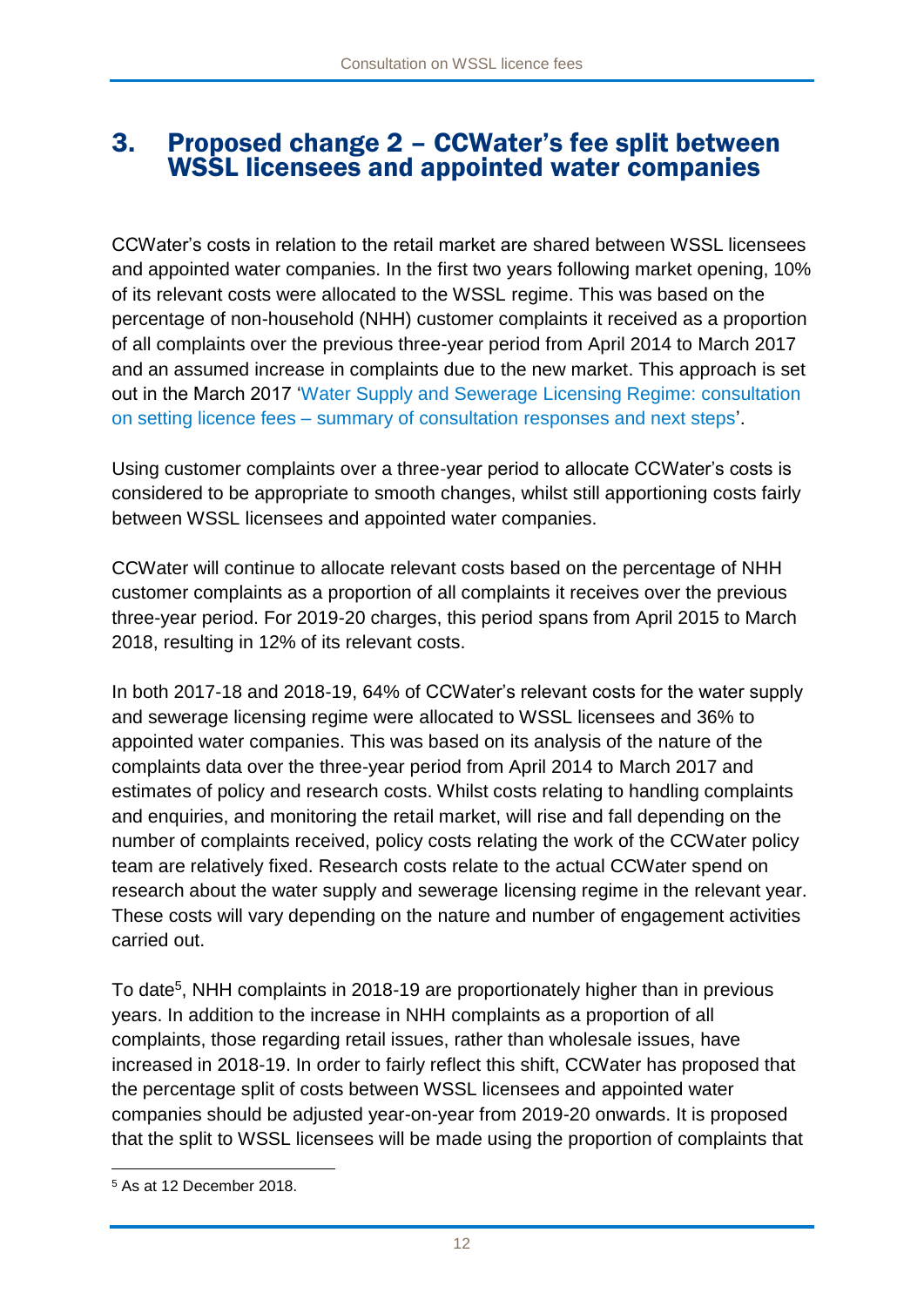## 3. Proposed change 2 – CCWater's fee split between WSSL licensees and appointed water companies

CCWater's costs in relation to the retail market are shared between WSSL licensees and appointed water companies. In the first two years following market opening, 10% of its relevant costs were allocated to the WSSL regime. This was based on the percentage of non-household (NHH) customer complaints it received as a proportion of all complaints over the previous three-year period from April 2014 to March 2017 and an assumed increase in complaints due to the new market. This approach is set out in the March 2017 'Water Supply and Sewerage Licensing Regime: consultation on setting licence fees – summary of consultation responses and next steps'.

Using customer complaints over a three-year period to allocate CCWater's costs is considered to be appropriate to smooth changes, whilst still apportioning costs fairly between WSSL licensees and appointed water companies.

CCWater will continue to allocate relevant costs based on the percentage of NHH customer complaints as a proportion of all complaints it receives over the previous three-year period. For 2019-20 charges, this period spans from April 2015 to March 2018, resulting in 12% of its relevant costs.

In both 2017-18 and 2018-19, 64% of CCWater's relevant costs for the water supply and sewerage licensing regime were allocated to WSSL licensees and 36% to appointed water companies. This was based on its analysis of the nature of the complaints data over the three-year period from April 2014 to March 2017 and estimates of policy and research costs. Whilst costs relating to handling complaints and enquiries, and monitoring the retail market, will rise and fall depending on the number of complaints received, policy costs relating the work of the CCWater policy team are relatively fixed. Research costs relate to the actual CCWater spend on research about the water supply and sewerage licensing regime in the relevant year. These costs will vary depending on the nature and number of engagement activities carried out.

To date[5], NHH complaints in 2018-19 are proportionately higher than in previous years. In addition to the increase in NHH complaints as a proportion of all complaints, those regarding retail issues, rather than wholesale issues, have increased in 2018-19. In order to fairly reflect this shift, CCWater has proposed that the percentage split of costs between WSSL licensees and appointed water companies should be adjusted year-on-year from 2019-20 onwards. It is proposed that the split to WSSL licensees will be made using the proportion of complaints that

---

[5] As at 12 December 2018.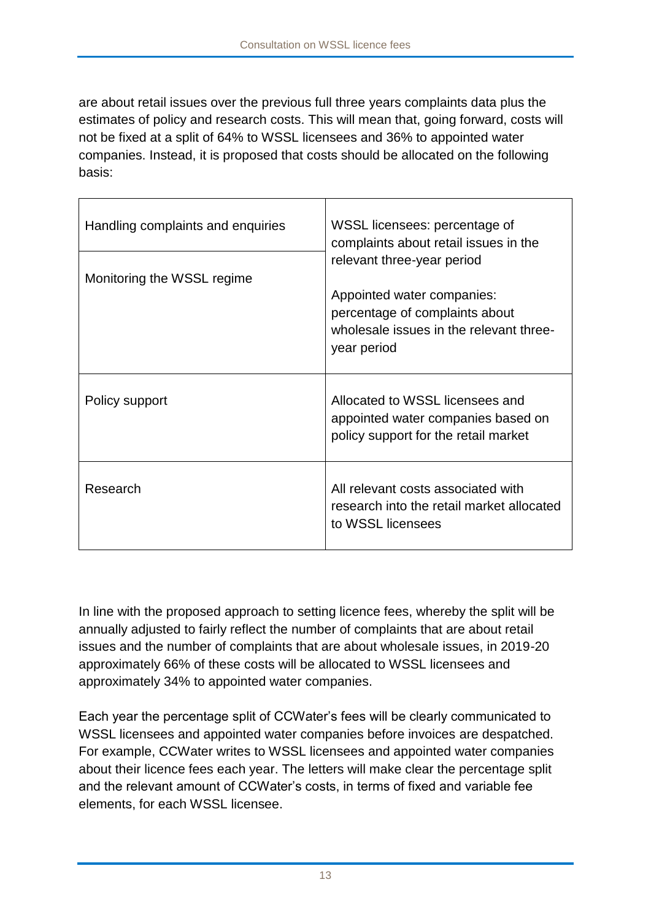are about retail issues over the previous full three years complaints data plus the estimates of policy and research costs. This will mean that, going forward, costs will not be fixed at a split of 64% to WSSL licensees and 36% to appointed water companies. Instead, it is proposed that costs should be allocated on the following basis:

| | |
|---|---|
| Handling complaints and enquiries | WSSL licensees: percentage of complaints about retail issues in the relevant three-year period<br><br>Appointed water companies: percentage of complaints about wholesale issues in the relevant three-year period |
| Monitoring the WSSL regime | |
| Policy support | Allocated to WSSL licensees and appointed water companies based on policy support for the retail market |
| Research | All relevant costs associated with research into the retail market allocated to WSSL licensees |

In line with the proposed approach to setting licence fees, whereby the split will be annually adjusted to fairly reflect the number of complaints that are about retail issues and the number of complaints that are about wholesale issues, in 2019-20 approximately 66% of these costs will be allocated to WSSL licensees and approximately 34% to appointed water companies.

Each year the percentage split of CCWater's fees will be clearly communicated to WSSL licensees and appointed water companies before invoices are despatched. For example, CCWater writes to WSSL licensees and appointed water companies about their licence fees each year. The letters will make clear the percentage split and the relevant amount of CCWater's costs, in terms of fixed and variable fee elements, for each WSSL licensee.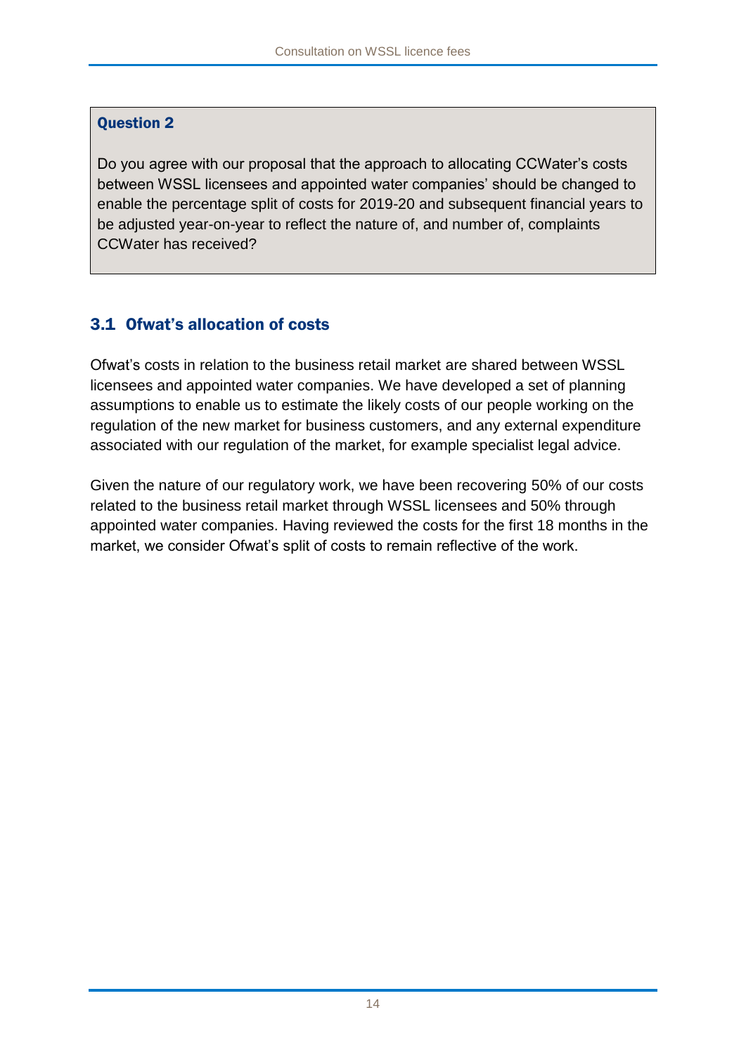**Question 2**

Do you agree with our proposal that the approach to allocating CCWater's costs between WSSL licensees and appointed water companies' should be changed to enable the percentage split of costs for 2019-20 and subsequent financial years to be adjusted year-on-year to reflect the nature of, and number of, complaints CCWater has received?

## 3.1 Ofwat's allocation of costs

Ofwat's costs in relation to the business retail market are shared between WSSL licensees and appointed water companies. We have developed a set of planning assumptions to enable us to estimate the likely costs of our people working on the regulation of the new market for business customers, and any external expenditure associated with our regulation of the market, for example specialist legal advice.

Given the nature of our regulatory work, we have been recovering 50% of our costs related to the business retail market through WSSL licensees and 50% through appointed water companies. Having reviewed the costs for the first 18 months in the market, we consider Ofwat's split of costs to remain reflective of the work.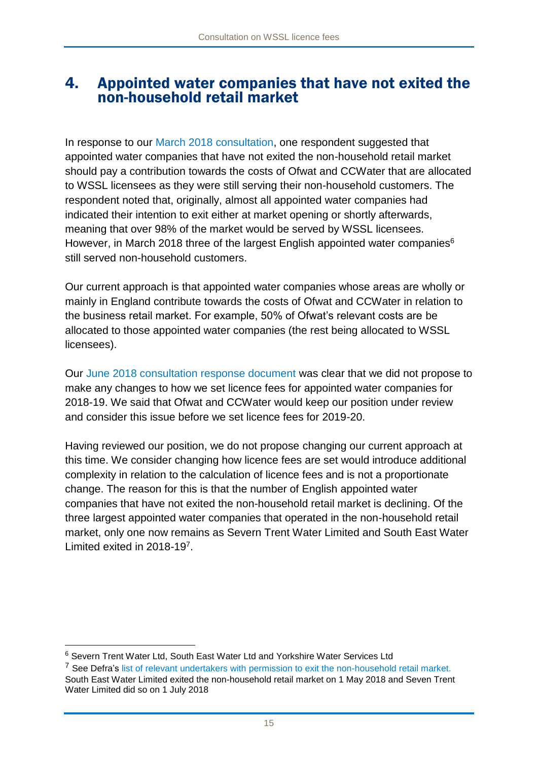## 4. Appointed water companies that have not exited the non-household retail market

In response to our March 2018 consultation, one respondent suggested that appointed water companies that have not exited the non-household retail market should pay a contribution towards the costs of Ofwat and CCWater that are allocated to WSSL licensees as they were still serving their non-household customers. The respondent noted that, originally, almost all appointed water companies had indicated their intention to exit either at market opening or shortly afterwards, meaning that over 98% of the market would be served by WSSL licensees. However, in March 2018 three of the largest English appointed water companies[6] still served non-household customers.

Our current approach is that appointed water companies whose areas are wholly or mainly in England contribute towards the costs of Ofwat and CCWater in relation to the business retail market. For example, 50% of Ofwat's relevant costs are be allocated to those appointed water companies (the rest being allocated to WSSL licensees).

Our June 2018 consultation response document was clear that we did not propose to make any changes to how we set licence fees for appointed water companies for 2018-19. We said that Ofwat and CCWater would keep our position under review and consider this issue before we set licence fees for 2019-20.

Having reviewed our position, we do not propose changing our current approach at this time. We consider changing how licence fees are set would introduce additional complexity in relation to the calculation of licence fees and is not a proportionate change. The reason for this is that the number of English appointed water companies that have not exited the non-household retail market is declining. Of the three largest appointed water companies that operated in the non-household retail market, only one now remains as Severn Trent Water Limited and South East Water Limited exited in 2018-19[7].

---

[6] Severn Trent Water Ltd, South East Water Ltd and Yorkshire Water Services Ltd

[7] See Defra's list of relevant undertakers with permission to exit the non-household retail market. South East Water Limited exited the non-household retail market on 1 May 2018 and Seven Trent Water Limited did so on 1 July 2018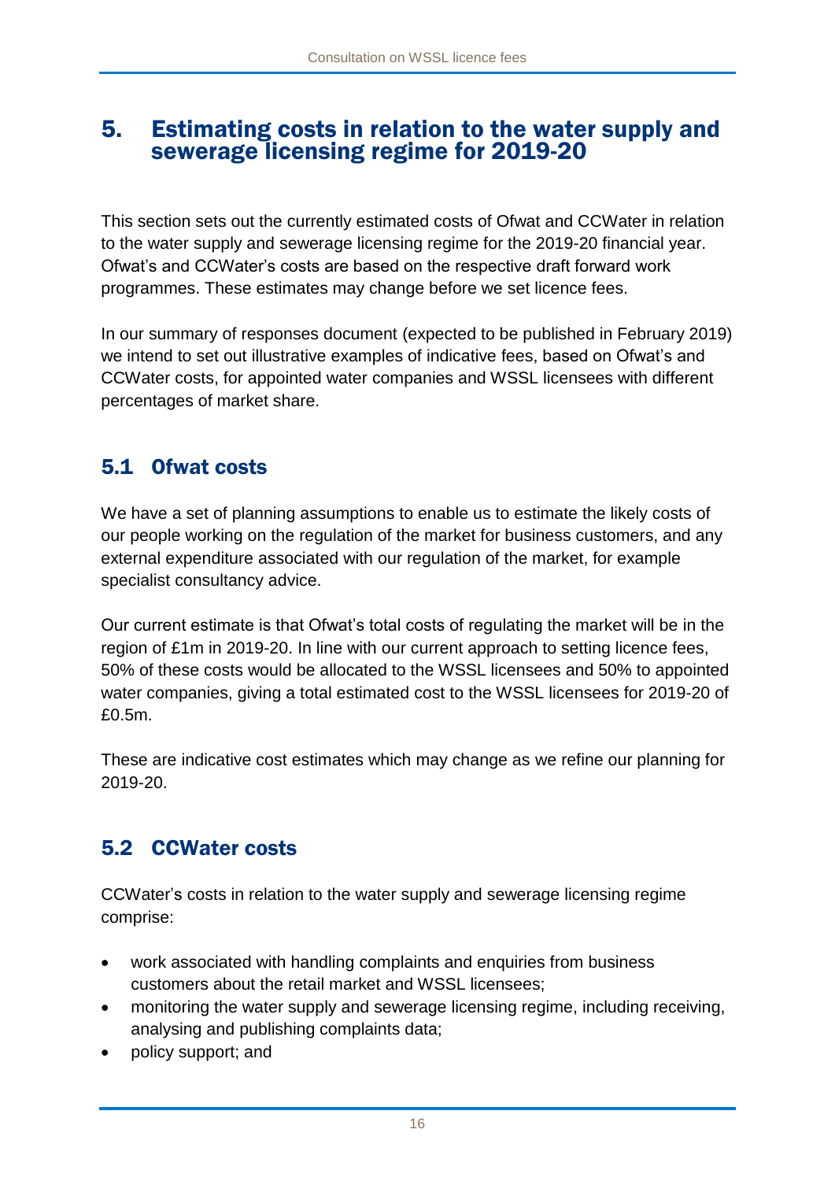# 5. Estimating costs in relation to the water supply and sewerage licensing regime for 2019-20

This section sets out the currently estimated costs of Ofwat and CCWater in relation to the water supply and sewerage licensing regime for the 2019-20 financial year. Ofwat's and CCWater's costs are based on the respective draft forward work programmes. These estimates may change before we set licence fees.

In our summary of responses document (expected to be published in February 2019) we intend to set out illustrative examples of indicative fees, based on Ofwat's and CCWater costs, for appointed water companies and WSSL licensees with different percentages of market share.

## 5.1 Ofwat costs

We have a set of planning assumptions to enable us to estimate the likely costs of our people working on the regulation of the market for business customers, and any external expenditure associated with our regulation of the market, for example specialist consultancy advice.

Our current estimate is that Ofwat's total costs of regulating the market will be in the region of £1m in 2019-20. In line with our current approach to setting licence fees, 50% of these costs would be allocated to the WSSL licensees and 50% to appointed water companies, giving a total estimated cost to the WSSL licensees for 2019-20 of £0.5m.

These are indicative cost estimates which may change as we refine our planning for 2019-20.

## 5.2 CCWater costs

CCWater's costs in relation to the water supply and sewerage licensing regime comprise:

- work associated with handling complaints and enquiries from business customers about the retail market and WSSL licensees;
- monitoring the water supply and sewerage licensing regime, including receiving, analysing and publishing complaints data;
- policy support; and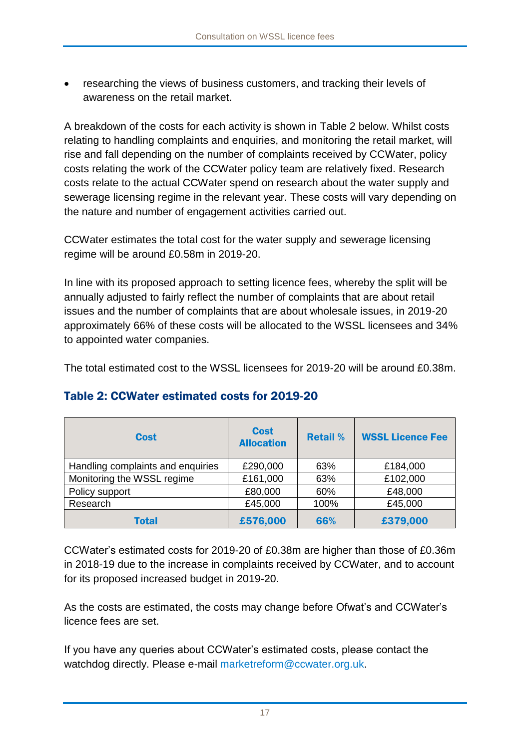- researching the views of business customers, and tracking their levels of awareness on the retail market.

A breakdown of the costs for each activity is shown in Table 2 below. Whilst costs relating to handling complaints and enquiries, and monitoring the retail market, will rise and fall depending on the number of complaints received by CCWater, policy costs relating the work of the CCWater policy team are relatively fixed. Research costs relate to the actual CCWater spend on research about the water supply and sewerage licensing regime in the relevant year. These costs will vary depending on the nature and number of engagement activities carried out.

CCWater estimates the total cost for the water supply and sewerage licensing regime will be around £0.58m in 2019-20.

In line with its proposed approach to setting licence fees, whereby the split will be annually adjusted to fairly reflect the number of complaints that are about retail issues and the number of complaints that are about wholesale issues, in 2019-20 approximately 66% of these costs will be allocated to the WSSL licensees and 34% to appointed water companies.

The total estimated cost to the WSSL licensees for 2019-20 will be around £0.38m.

## Table 2: CCWater estimated costs for 2019-20

| Cost | Cost Allocation | Retail % | WSSL Licence Fee |
|---|---|---|---|
| Handling complaints and enquiries | £290,000 | 63% | £184,000 |
| Monitoring the WSSL regime | £161,000 | 63% | £102,000 |
| Policy support | £80,000 | 60% | £48,000 |
| Research | £45,000 | 100% | £45,000 |
| **Total** | **£576,000** | **66%** | **£379,000** |

CCWater's estimated costs for 2019-20 of £0.38m are higher than those of £0.36m in 2018-19 due to the increase in complaints received by CCWater, and to account for its proposed increased budget in 2019-20.

As the costs are estimated, the costs may change before Ofwat's and CCWater's licence fees are set.

If you have any queries about CCWater's estimated costs, please contact the watchdog directly. Please e-mail marketreform@ccwater.org.uk.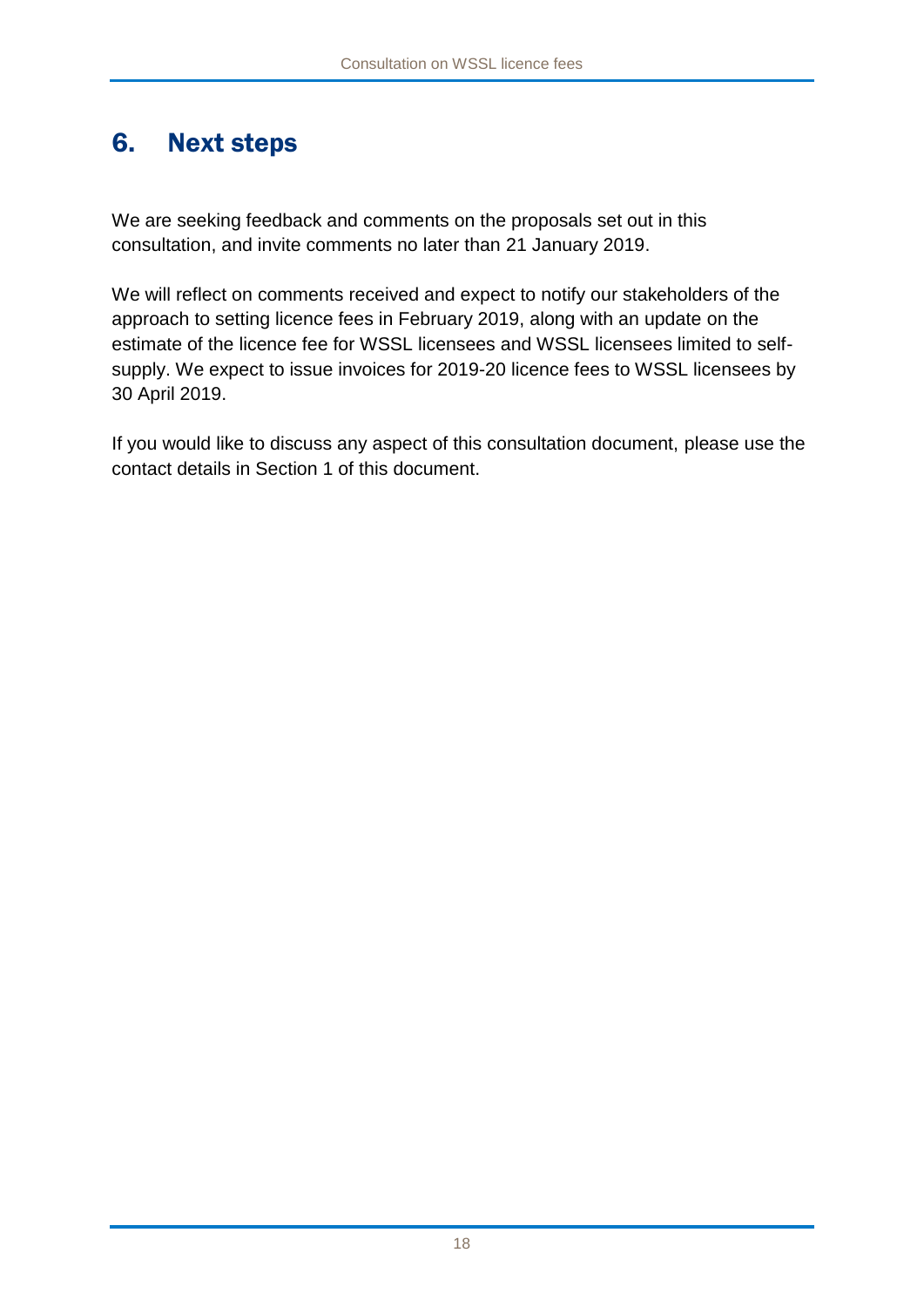# 6. Next steps

We are seeking feedback and comments on the proposals set out in this consultation, and invite comments no later than 21 January 2019.

We will reflect on comments received and expect to notify our stakeholders of the approach to setting licence fees in February 2019, along with an update on the estimate of the licence fee for WSSL licensees and WSSL licensees limited to self-supply. We expect to issue invoices for 2019-20 licence fees to WSSL licensees by 30 April 2019.

If you would like to discuss any aspect of this consultation document, please use the contact details in Section 1 of this document.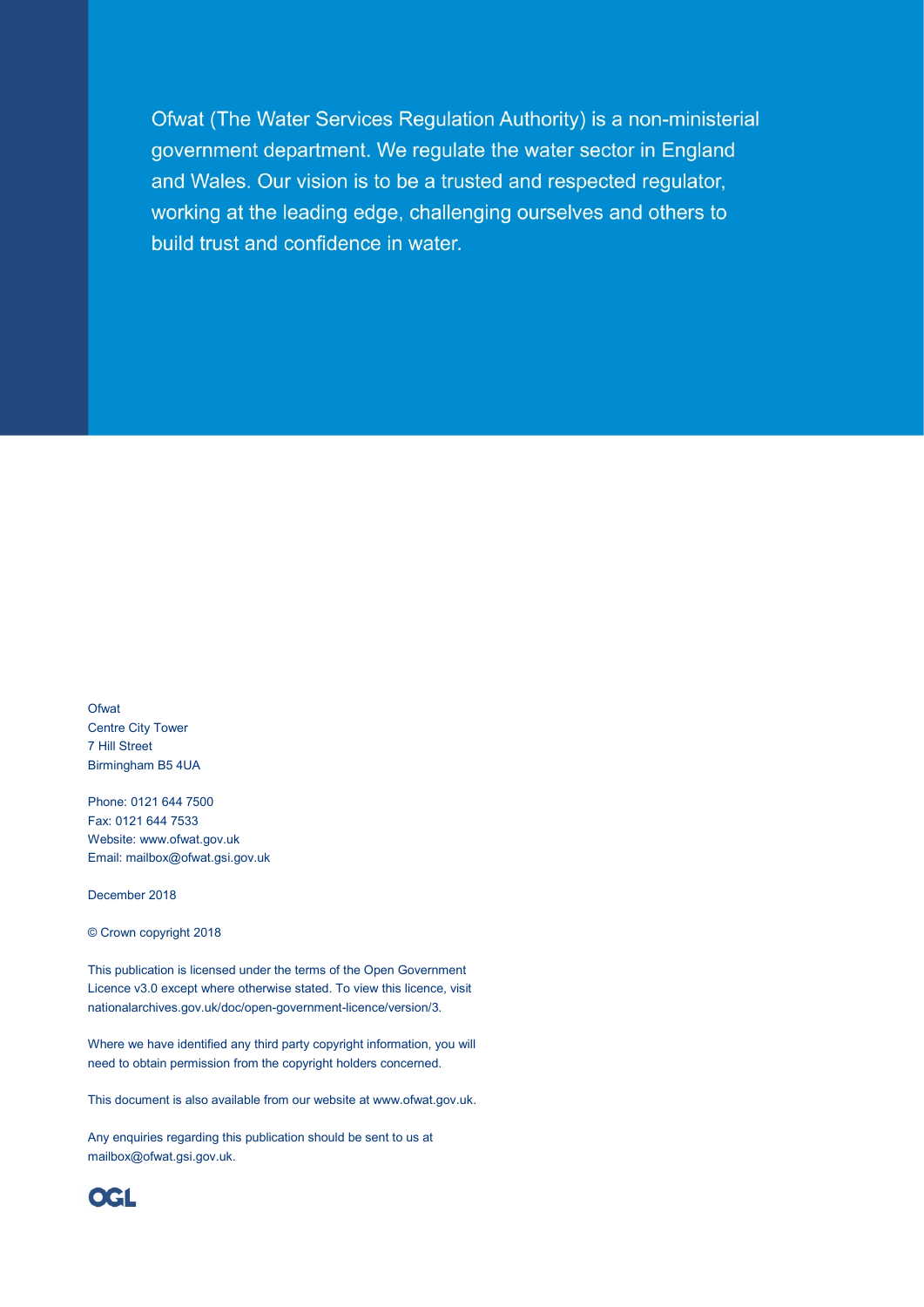Ofwat (The Water Services Regulation Authority) is a non-ministerial government department. We regulate the water sector in England and Wales. Our vision is to be a trusted and respected regulator, working at the leading edge, challenging ourselves and others to build trust and confidence in water.

Ofwat
Centre City Tower
7 Hill Street
Birmingham B5 4UA

Phone: 0121 644 7500
Fax: 0121 644 7533
Website: www.ofwat.gov.uk
Email: mailbox@ofwat.gsi.gov.uk

December 2018

© Crown copyright 2018

This publication is licensed under the terms of the Open Government Licence v3.0 except where otherwise stated. To view this licence, visit nationalarchives.gov.uk/doc/open-government-licence/version/3.

Where we have identified any third party copyright information, you will need to obtain permission from the copyright holders concerned.

This document is also available from our website at www.ofwat.gov.uk.

Any enquiries regarding this publication should be sent to us at mailbox@ofwat.gsi.gov.uk.

OGL